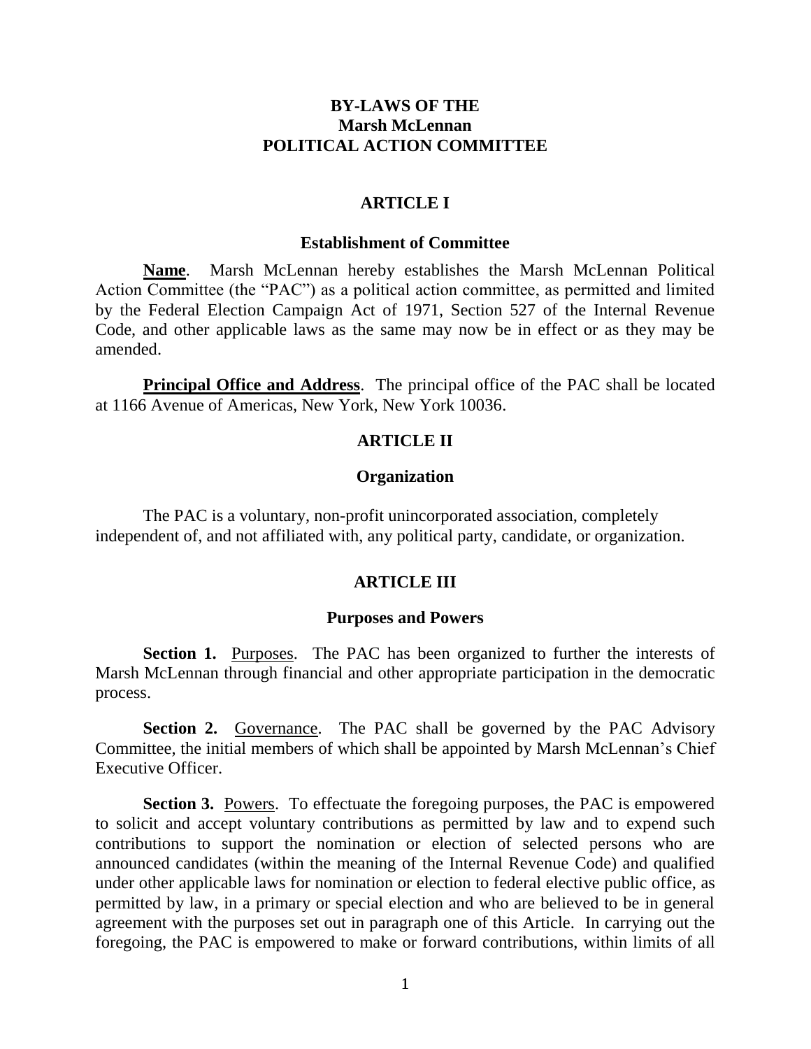# BY-LAWS OF THE Marsh McLennan POLITICAL ACTION COMMITTEE

## ARTICLE I

### Establishment of Committee

**Name**. Marsh McLennan hereby establishes the Marsh McLennan Political Action Committee (the "PAC") as a political action committee, as permitted and limited by the Federal Election Campaign Act of 1971, Section 527 of the Internal Revenue Code, and other applicable laws as the same may now be in effect or as they may be amended.

**Principal Office and Address**. The principal office of the PAC shall be located at 1166 Avenue of Americas, New York, New York 10036.

## ARTICLE II

### Organization

The PAC is a voluntary, non-profit unincorporated association, completely independent of, and not affiliated with, any political party, candidate, or organization.

## ARTICLE III

### Purposes and Powers

**Section 1.** Purposes. The PAC has been organized to further the interests of Marsh McLennan through financial and other appropriate participation in the democratic process.

**Section 2.** Governance. The PAC shall be governed by the PAC Advisory Committee, the initial members of which shall be appointed by Marsh McLennan's Chief Executive Officer.

**Section 3.** Powers. To effectuate the foregoing purposes, the PAC is empowered to solicit and accept voluntary contributions as permitted by law and to expend such contributions to support the nomination or election of selected persons who are announced candidates (within the meaning of the Internal Revenue Code) and qualified under other applicable laws for nomination or election to federal elective public office, as permitted by law, in a primary or special election and who are believed to be in general agreement with the purposes set out in paragraph one of this Article. In carrying out the foregoing, the PAC is empowered to make or forward contributions, within limits of all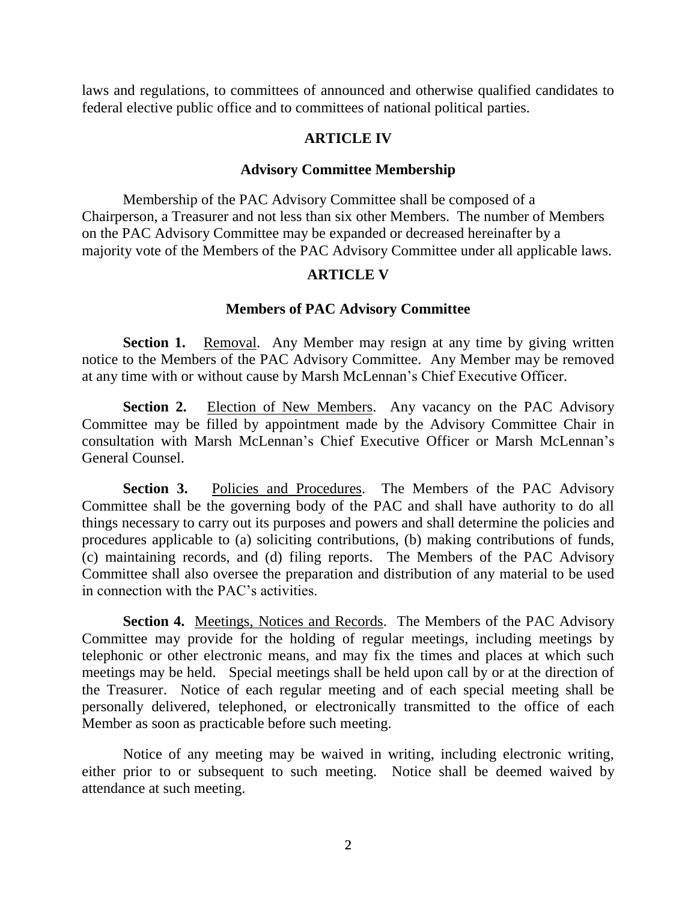laws and regulations, to committees of announced and otherwise qualified candidates to federal elective public office and to committees of national political parties.

## ARTICLE IV

### Advisory Committee Membership

Membership of the PAC Advisory Committee shall be composed of a Chairperson, a Treasurer and not less than six other Members. The number of Members on the PAC Advisory Committee may be expanded or decreased hereinafter by a majority vote of the Members of the PAC Advisory Committee under all applicable laws.

## ARTICLE V

### Members of PAC Advisory Committee

**Section 1.** Removal. Any Member may resign at any time by giving written notice to the Members of the PAC Advisory Committee. Any Member may be removed at any time with or without cause by Marsh McLennan's Chief Executive Officer.

**Section 2.** Election of New Members. Any vacancy on the PAC Advisory Committee may be filled by appointment made by the Advisory Committee Chair in consultation with Marsh McLennan's Chief Executive Officer or Marsh McLennan's General Counsel.

**Section 3.** Policies and Procedures. The Members of the PAC Advisory Committee shall be the governing body of the PAC and shall have authority to do all things necessary to carry out its purposes and powers and shall determine the policies and procedures applicable to (a) soliciting contributions, (b) making contributions of funds, (c) maintaining records, and (d) filing reports. The Members of the PAC Advisory Committee shall also oversee the preparation and distribution of any material to be used in connection with the PAC's activities.

**Section 4.** Meetings, Notices and Records. The Members of the PAC Advisory Committee may provide for the holding of regular meetings, including meetings by telephonic or other electronic means, and may fix the times and places at which such meetings may be held. Special meetings shall be held upon call by or at the direction of the Treasurer. Notice of each regular meeting and of each special meeting shall be personally delivered, telephoned, or electronically transmitted to the office of each Member as soon as practicable before such meeting.

Notice of any meeting may be waived in writing, including electronic writing, either prior to or subsequent to such meeting. Notice shall be deemed waived by attendance at such meeting.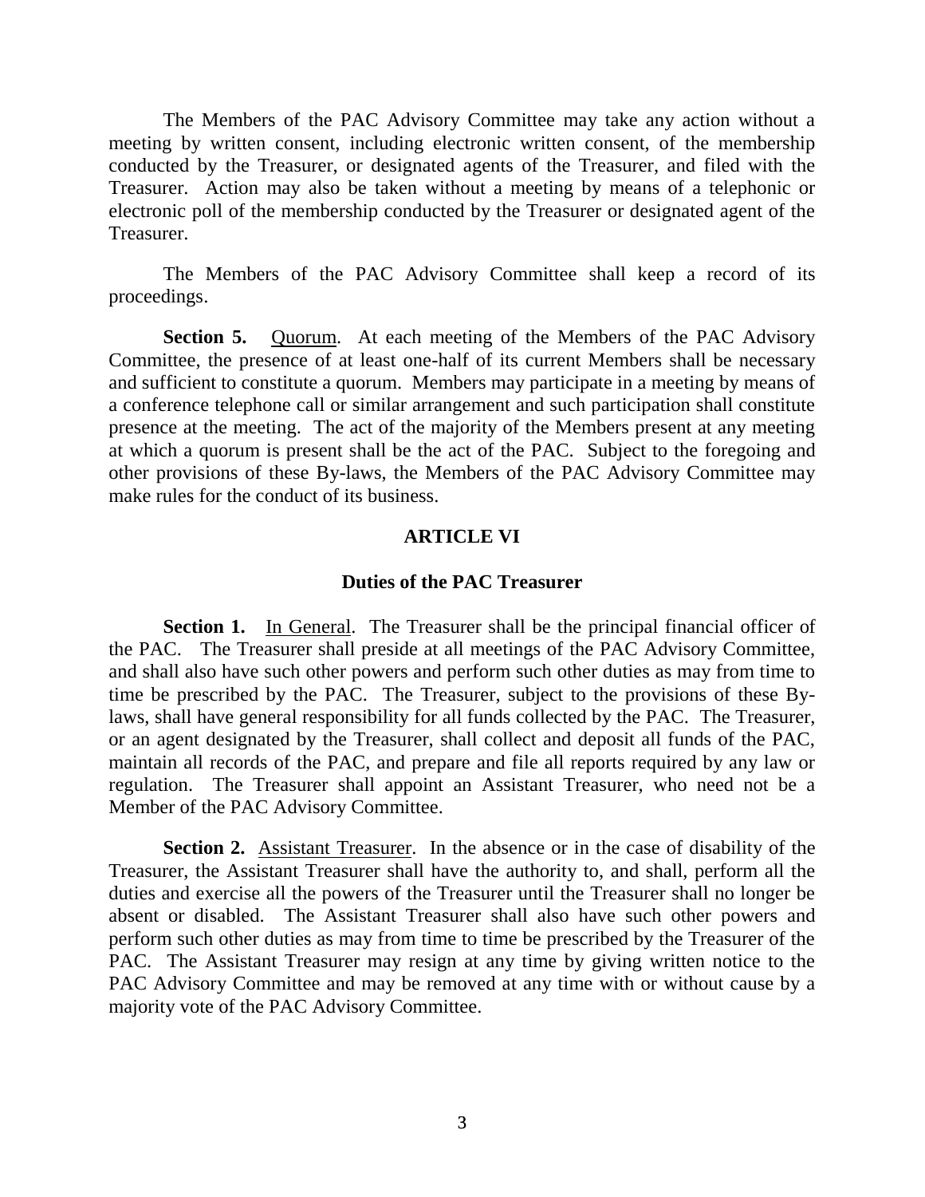The Members of the PAC Advisory Committee may take any action without a meeting by written consent, including electronic written consent, of the membership conducted by the Treasurer, or designated agents of the Treasurer, and filed with the Treasurer. Action may also be taken without a meeting by means of a telephonic or electronic poll of the membership conducted by the Treasurer or designated agent of the Treasurer.

The Members of the PAC Advisory Committee shall keep a record of its proceedings.

**Section 5.** Quorum. At each meeting of the Members of the PAC Advisory Committee, the presence of at least one-half of its current Members shall be necessary and sufficient to constitute a quorum. Members may participate in a meeting by means of a conference telephone call or similar arrangement and such participation shall constitute presence at the meeting. The act of the majority of the Members present at any meeting at which a quorum is present shall be the act of the PAC. Subject to the foregoing and other provisions of these By-laws, the Members of the PAC Advisory Committee may make rules for the conduct of its business.

## ARTICLE VI

### Duties of the PAC Treasurer

**Section 1.** In General. The Treasurer shall be the principal financial officer of the PAC. The Treasurer shall preside at all meetings of the PAC Advisory Committee, and shall also have such other powers and perform such other duties as may from time to time be prescribed by the PAC. The Treasurer, subject to the provisions of these By-laws, shall have general responsibility for all funds collected by the PAC. The Treasurer, or an agent designated by the Treasurer, shall collect and deposit all funds of the PAC, maintain all records of the PAC, and prepare and file all reports required by any law or regulation. The Treasurer shall appoint an Assistant Treasurer, who need not be a Member of the PAC Advisory Committee.

**Section 2.** Assistant Treasurer. In the absence or in the case of disability of the Treasurer, the Assistant Treasurer shall have the authority to, and shall, perform all the duties and exercise all the powers of the Treasurer until the Treasurer shall no longer be absent or disabled. The Assistant Treasurer shall also have such other powers and perform such other duties as may from time to time be prescribed by the Treasurer of the PAC. The Assistant Treasurer may resign at any time by giving written notice to the PAC Advisory Committee and may be removed at any time with or without cause by a majority vote of the PAC Advisory Committee.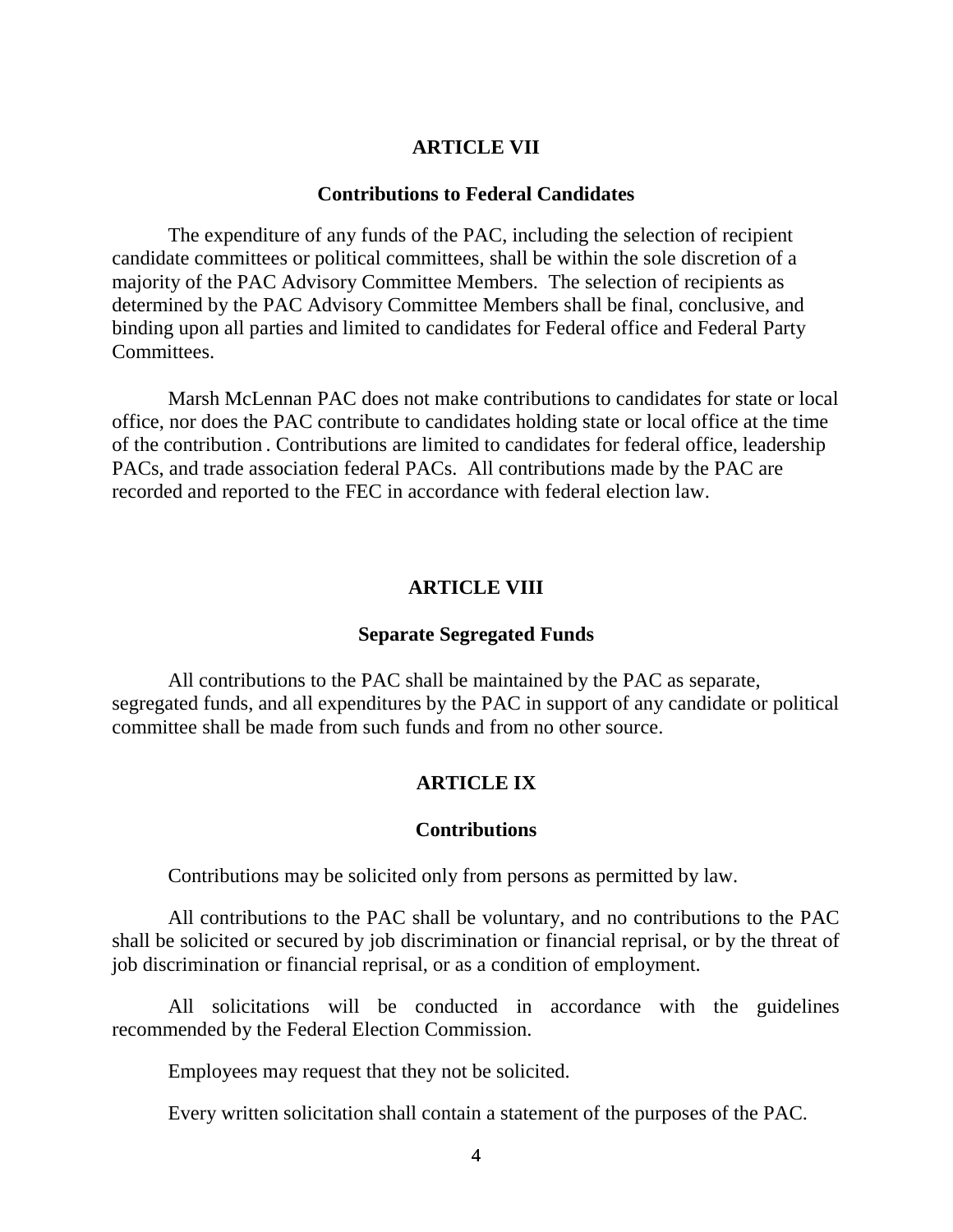## ARTICLE VII

### Contributions to Federal Candidates

The expenditure of any funds of the PAC, including the selection of recipient candidate committees or political committees, shall be within the sole discretion of a majority of the PAC Advisory Committee Members. The selection of recipients as determined by the PAC Advisory Committee Members shall be final, conclusive, and binding upon all parties and limited to candidates for Federal office and Federal Party Committees.

Marsh McLennan PAC does not make contributions to candidates for state or local office, nor does the PAC contribute to candidates holding state or local office at the time of the contribution. Contributions are limited to candidates for federal office, leadership PACs, and trade association federal PACs. All contributions made by the PAC are recorded and reported to the FEC in accordance with federal election law.

## ARTICLE VIII

### Separate Segregated Funds

All contributions to the PAC shall be maintained by the PAC as separate, segregated funds, and all expenditures by the PAC in support of any candidate or political committee shall be made from such funds and from no other source.

## ARTICLE IX

### Contributions

Contributions may be solicited only from persons as permitted by law.

All contributions to the PAC shall be voluntary, and no contributions to the PAC shall be solicited or secured by job discrimination or financial reprisal, or by the threat of job discrimination or financial reprisal, or as a condition of employment.

All solicitations will be conducted in accordance with the guidelines recommended by the Federal Election Commission.

Employees may request that they not be solicited.

Every written solicitation shall contain a statement of the purposes of the PAC.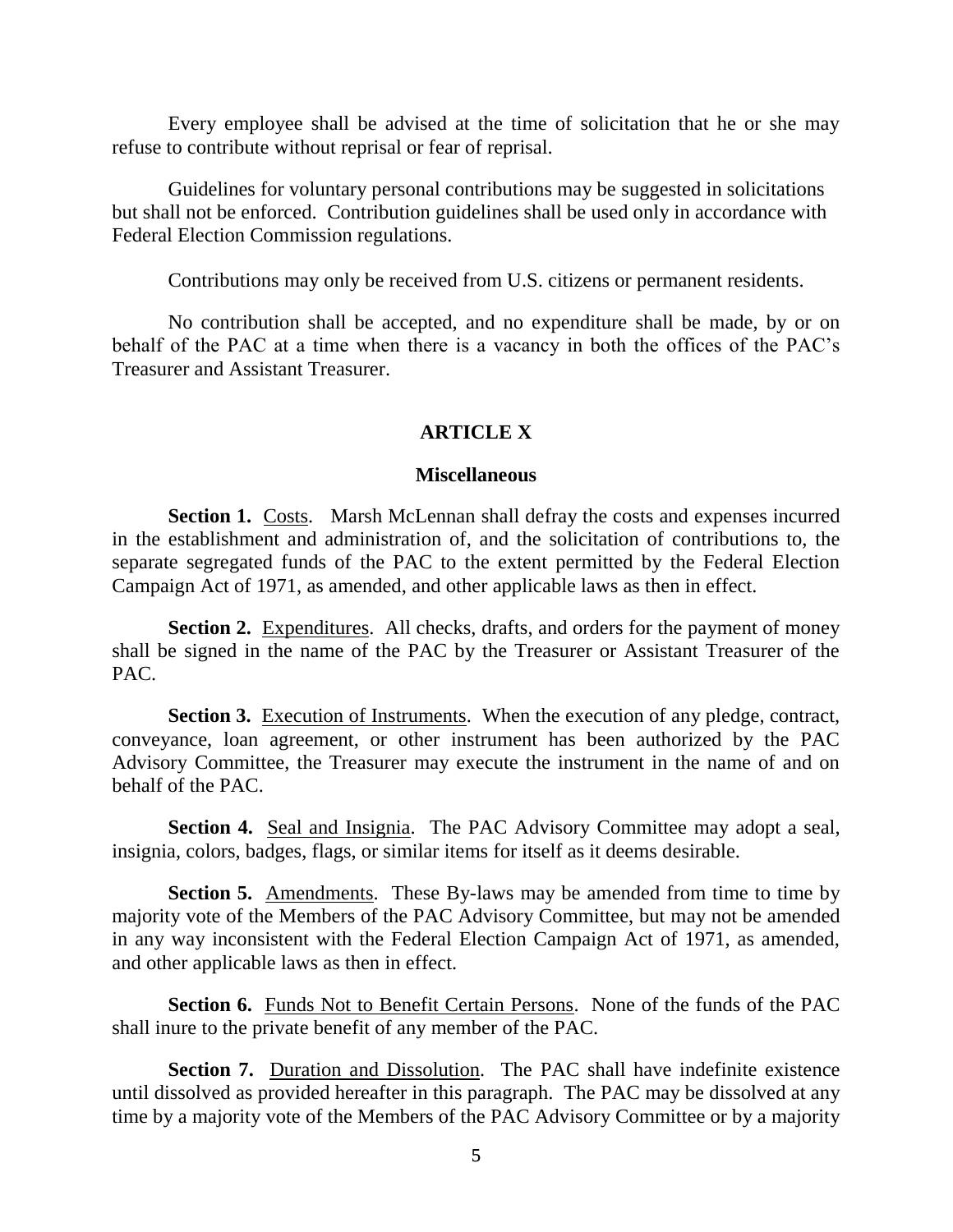Every employee shall be advised at the time of solicitation that he or she may refuse to contribute without reprisal or fear of reprisal.

Guidelines for voluntary personal contributions may be suggested in solicitations but shall not be enforced. Contribution guidelines shall be used only in accordance with Federal Election Commission regulations.

Contributions may only be received from U.S. citizens or permanent residents.

No contribution shall be accepted, and no expenditure shall be made, by or on behalf of the PAC at a time when there is a vacancy in both the offices of the PAC's Treasurer and Assistant Treasurer.

## ARTICLE X

### Miscellaneous

**Section 1.** Costs. Marsh McLennan shall defray the costs and expenses incurred in the establishment and administration of, and the solicitation of contributions to, the separate segregated funds of the PAC to the extent permitted by the Federal Election Campaign Act of 1971, as amended, and other applicable laws as then in effect.

**Section 2.** Expenditures. All checks, drafts, and orders for the payment of money shall be signed in the name of the PAC by the Treasurer or Assistant Treasurer of the PAC.

**Section 3.** Execution of Instruments. When the execution of any pledge, contract, conveyance, loan agreement, or other instrument has been authorized by the PAC Advisory Committee, the Treasurer may execute the instrument in the name of and on behalf of the PAC.

**Section 4.** Seal and Insignia. The PAC Advisory Committee may adopt a seal, insignia, colors, badges, flags, or similar items for itself as it deems desirable.

**Section 5.** Amendments. These By-laws may be amended from time to time by majority vote of the Members of the PAC Advisory Committee, but may not be amended in any way inconsistent with the Federal Election Campaign Act of 1971, as amended, and other applicable laws as then in effect.

**Section 6.** Funds Not to Benefit Certain Persons. None of the funds of the PAC shall inure to the private benefit of any member of the PAC.

**Section 7.** Duration and Dissolution. The PAC shall have indefinite existence until dissolved as provided hereafter in this paragraph. The PAC may be dissolved at any time by a majority vote of the Members of the PAC Advisory Committee or by a majority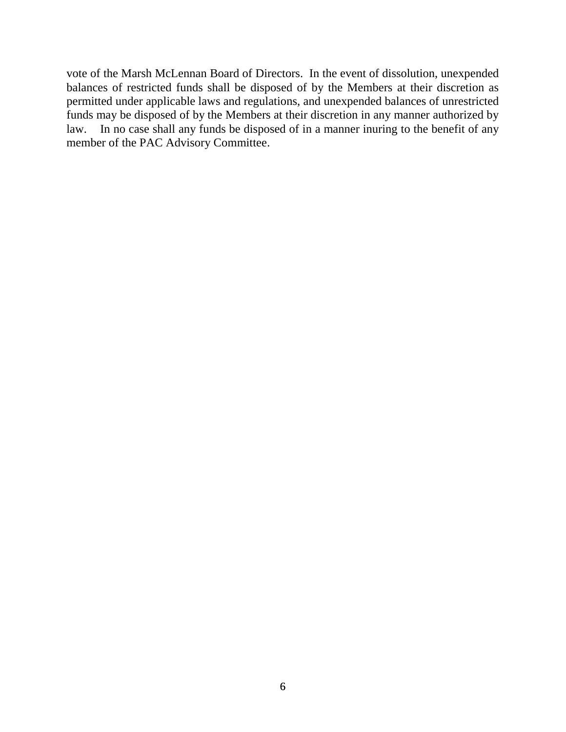vote of the Marsh McLennan Board of Directors. In the event of dissolution, unexpended balances of restricted funds shall be disposed of by the Members at their discretion as permitted under applicable laws and regulations, and unexpended balances of unrestricted funds may be disposed of by the Members at their discretion in any manner authorized by law. In no case shall any funds be disposed of in a manner inuring to the benefit of any member of the PAC Advisory Committee.